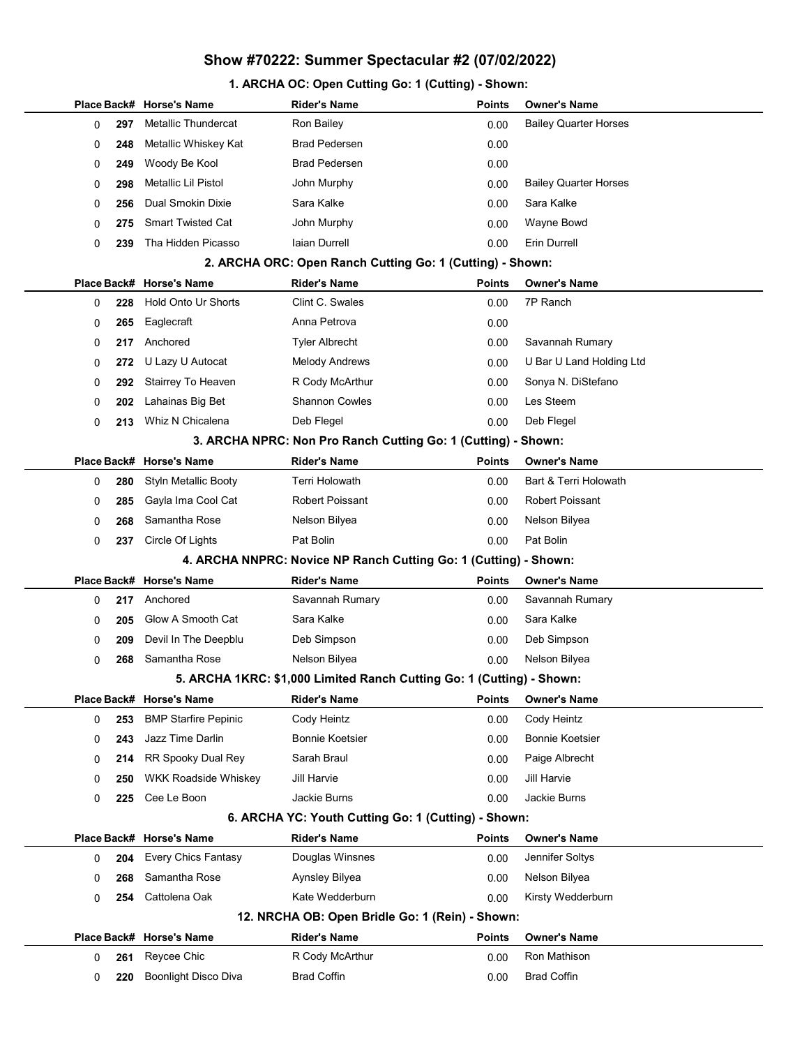# Show #70222: Summer Spectacular #2 (07/02/2022)

## 1. ARCHA OC: Open Cutting Go: 1 (Cutting) - Shown:

| Place | Back# | Horse's Name | Rider's Name | Points | Owner's Name |
|---|---|---|---|---|---|
| 0 | 297 | Metallic Thundercat | Ron Bailey | 0.00 | Bailey Quarter Horses |
| 0 | 248 | Metallic Whiskey Kat | Brad Pedersen | 0.00 | |
| 0 | 249 | Woody Be Kool | Brad Pedersen | 0.00 | |
| 0 | 298 | Metallic Lil Pistol | John Murphy | 0.00 | Bailey Quarter Horses |
| 0 | 256 | Dual Smokin Dixie | Sara Kalke | 0.00 | Sara Kalke |
| 0 | 275 | Smart Twisted Cat | John Murphy | 0.00 | Wayne Bowd |
| 0 | 239 | Tha Hidden Picasso | Iaian Durrell | 0.00 | Erin Durrell |

## 2. ARCHA ORC: Open Ranch Cutting Go: 1 (Cutting) - Shown:

| Place | Back# | Horse's Name | Rider's Name | Points | Owner's Name |
|---|---|---|---|---|---|
| 0 | 228 | Hold Onto Ur Shorts | Clint C. Swales | 0.00 | 7P Ranch |
| 0 | 265 | Eaglecraft | Anna Petrova | 0.00 | |
| 0 | 217 | Anchored | Tyler Albrecht | 0.00 | Savannah Rumary |
| 0 | 272 | U Lazy U Autocat | Melody Andrews | 0.00 | U Bar U Land Holding Ltd |
| 0 | 292 | Stairrey To Heaven | R Cody McArthur | 0.00 | Sonya N. DiStefano |
| 0 | 202 | Lahainas Big Bet | Shannon Cowles | 0.00 | Les Steem |
| 0 | 213 | Whiz N Chicalena | Deb Flegel | 0.00 | Deb Flegel |

## 3. ARCHA NPRC: Non Pro Ranch Cutting Go: 1 (Cutting) - Shown:

| Place | Back# | Horse's Name | Rider's Name | Points | Owner's Name |
|---|---|---|---|---|---|
| 0 | 280 | Styln Metallic Booty | Terri Holowath | 0.00 | Bart & Terri Holowath |
| 0 | 285 | Gayla Ima Cool Cat | Robert Poissant | 0.00 | Robert Poissant |
| 0 | 268 | Samantha Rose | Nelson Bilyea | 0.00 | Nelson Bilyea |
| 0 | 237 | Circle Of Lights | Pat Bolin | 0.00 | Pat Bolin |

## 4. ARCHA NNPRC: Novice NP Ranch Cutting Go: 1 (Cutting) - Shown:

| Place | Back# | Horse's Name | Rider's Name | Points | Owner's Name |
|---|---|---|---|---|---|
| 0 | 217 | Anchored | Savannah Rumary | 0.00 | Savannah Rumary |
| 0 | 205 | Glow A Smooth Cat | Sara Kalke | 0.00 | Sara Kalke |
| 0 | 209 | Devil In The Deepblu | Deb Simpson | 0.00 | Deb Simpson |
| 0 | 268 | Samantha Rose | Nelson Bilyea | 0.00 | Nelson Bilyea |

## 5. ARCHA 1KRC: $1,000 Limited Ranch Cutting Go: 1 (Cutting) - Shown:

| Place | Back# | Horse's Name | Rider's Name | Points | Owner's Name |
|---|---|---|---|---|---|
| 0 | 253 | BMP Starfire Pepinic | Cody Heintz | 0.00 | Cody Heintz |
| 0 | 243 | Jazz Time Darlin | Bonnie Koetsier | 0.00 | Bonnie Koetsier |
| 0 | 214 | RR Spooky Dual Rey | Sarah Braul | 0.00 | Paige Albrecht |
| 0 | 250 | WKK Roadside Whiskey | Jill Harvie | 0.00 | Jill Harvie |
| 0 | 225 | Cee Le Boon | Jackie Burns | 0.00 | Jackie Burns |

## 6. ARCHA YC: Youth Cutting Go: 1 (Cutting) - Shown:

| Place | Back# | Horse's Name | Rider's Name | Points | Owner's Name |
|---|---|---|---|---|---|
| 0 | 204 | Every Chics Fantasy | Douglas Winsnes | 0.00 | Jennifer Soltys |
| 0 | 268 | Samantha Rose | Aynsley Bilyea | 0.00 | Nelson Bilyea |
| 0 | 254 | Cattolena Oak | Kate Wedderburn | 0.00 | Kirsty Wedderburn |

## 12. NRCHA OB: Open Bridle Go: 1 (Rein) - Shown:

| Place | Back# | Horse's Name | Rider's Name | Points | Owner's Name |
|---|---|---|---|---|---|
| 0 | 261 | Reycee Chic | R Cody McArthur | 0.00 | Ron Mathison |
| 0 | 220 | Boonlight Disco Diva | Brad Coffin | 0.00 | Brad Coffin |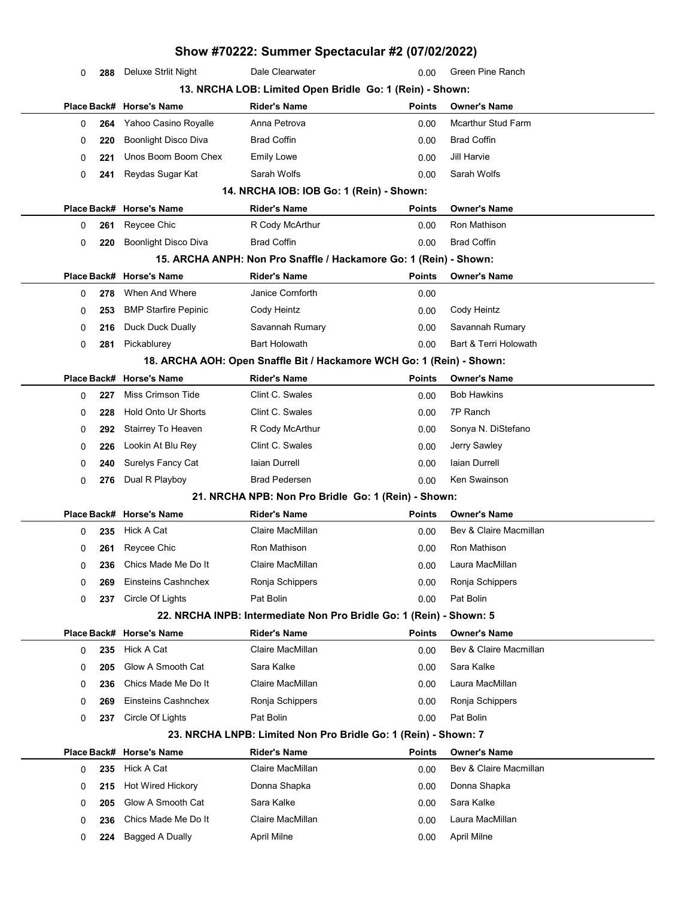# Show #70222: Summer Spectacular #2 (07/02/2022)

| Place | Back# | Horse's Name | Rider's Name | Points | Owner's Name |
|---|---|---|---|---|---|
| 0 | 288 | Deluxe Strlit Night | Dale Clearwater | 0.00 | Green Pine Ranch |

### 13. NRCHA LOB: Limited Open Bridle Go: 1 (Rein) - Shown:

| Place | Back# | Horse's Name | Rider's Name | Points | Owner's Name |
|---|---|---|---|---|---|
| 0 | 264 | Yahoo Casino Royalle | Anna Petrova | 0.00 | Mcarthur Stud Farm |
| 0 | 220 | Boonlight Disco Diva | Brad Coffin | 0.00 | Brad Coffin |
| 0 | 221 | Unos Boom Boom Chex | Emily Lowe | 0.00 | Jill Harvie |
| 0 | 241 | Reydas Sugar Kat | Sarah Wolfs | 0.00 | Sarah Wolfs |

### 14. NRCHA IOB: IOB Go: 1 (Rein) - Shown:

| Place | Back# | Horse's Name | Rider's Name | Points | Owner's Name |
|---|---|---|---|---|---|
| 0 | 261 | Reycee Chic | R Cody McArthur | 0.00 | Ron Mathison |
| 0 | 220 | Boonlight Disco Diva | Brad Coffin | 0.00 | Brad Coffin |

### 15. ARCHA ANPH: Non Pro Snaffle / Hackamore Go: 1 (Rein) - Shown:

| Place | Back# | Horse's Name | Rider's Name | Points | Owner's Name |
|---|---|---|---|---|---|
| 0 | 278 | When And Where | Janice Cornforth | 0.00 | |
| 0 | 253 | BMP Starfire Pepinic | Cody Heintz | 0.00 | Cody Heintz |
| 0 | 216 | Duck Duck Dually | Savannah Rumary | 0.00 | Savannah Rumary |
| 0 | 281 | Pickablurey | Bart Holowath | 0.00 | Bart & Terri Holowath |

### 18. ARCHA AOH: Open Snaffle Bit / Hackamore WCH Go: 1 (Rein) - Shown:

| Place | Back# | Horse's Name | Rider's Name | Points | Owner's Name |
|---|---|---|---|---|---|
| 0 | 227 | Miss Crimson Tide | Clint C. Swales | 0.00 | Bob Hawkins |
| 0 | 228 | Hold Onto Ur Shorts | Clint C. Swales | 0.00 | 7P Ranch |
| 0 | 292 | Stairrey To Heaven | R Cody McArthur | 0.00 | Sonya N. DiStefano |
| 0 | 226 | Lookin At Blu Rey | Clint C. Swales | 0.00 | Jerry Sawley |
| 0 | 240 | Surelys Fancy Cat | Iaian Durrell | 0.00 | Iaian Durrell |
| 0 | 276 | Dual R Playboy | Brad Pedersen | 0.00 | Ken Swainson |

### 21. NRCHA NPB: Non Pro Bridle Go: 1 (Rein) - Shown:

| Place | Back# | Horse's Name | Rider's Name | Points | Owner's Name |
|---|---|---|---|---|---|
| 0 | 235 | Hick A Cat | Claire MacMillan | 0.00 | Bev & Claire Macmillan |
| 0 | 261 | Reycee Chic | Ron Mathison | 0.00 | Ron Mathison |
| 0 | 236 | Chics Made Me Do It | Claire MacMillan | 0.00 | Laura MacMillan |
| 0 | 269 | Einsteins Cashnchex | Ronja Schippers | 0.00 | Ronja Schippers |
| 0 | 237 | Circle Of Lights | Pat Bolin | 0.00 | Pat Bolin |

### 22. NRCHA INPB: Intermediate Non Pro Bridle Go: 1 (Rein) - Shown: 5

| Place | Back# | Horse's Name | Rider's Name | Points | Owner's Name |
|---|---|---|---|---|---|
| 0 | 235 | Hick A Cat | Claire MacMillan | 0.00 | Bev & Claire Macmillan |
| 0 | 205 | Glow A Smooth Cat | Sara Kalke | 0.00 | Sara Kalke |
| 0 | 236 | Chics Made Me Do It | Claire MacMillan | 0.00 | Laura MacMillan |
| 0 | 269 | Einsteins Cashnchex | Ronja Schippers | 0.00 | Ronja Schippers |
| 0 | 237 | Circle Of Lights | Pat Bolin | 0.00 | Pat Bolin |

### 23. NRCHA LNPB: Limited Non Pro Bridle Go: 1 (Rein) - Shown: 7

| Place | Back# | Horse's Name | Rider's Name | Points | Owner's Name |
|---|---|---|---|---|---|
| 0 | 235 | Hick A Cat | Claire MacMillan | 0.00 | Bev & Claire Macmillan |
| 0 | 215 | Hot Wired Hickory | Donna Shapka | 0.00 | Donna Shapka |
| 0 | 205 | Glow A Smooth Cat | Sara Kalke | 0.00 | Sara Kalke |
| 0 | 236 | Chics Made Me Do It | Claire MacMillan | 0.00 | Laura MacMillan |
| 0 | 224 | Bagged A Dually | April Milne | 0.00 | April Milne |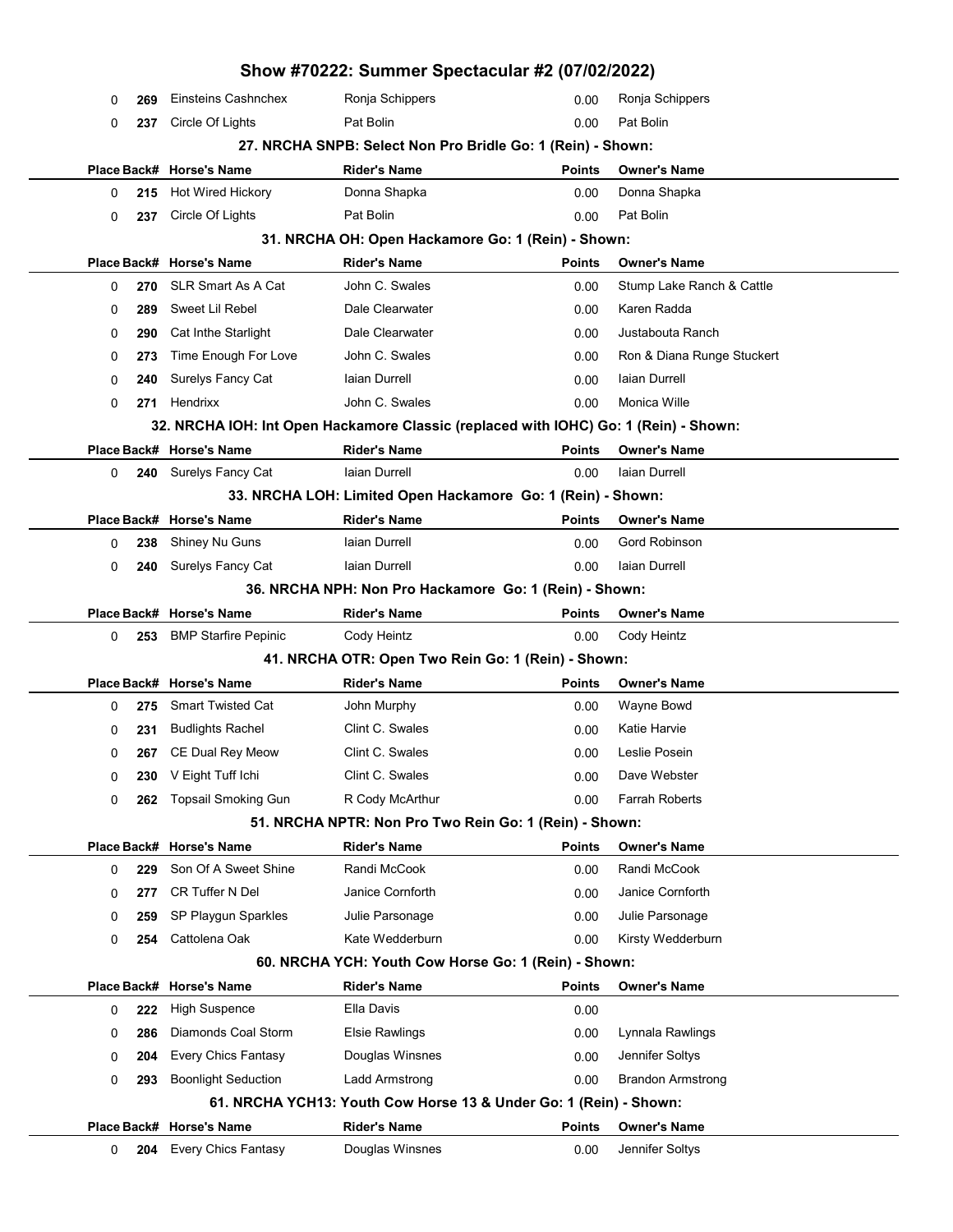# Show #70222: Summer Spectacular #2 (07/02/2022)

| Place | Back# | Horse's Name | Rider's Name | Points | Owner's Name |
|---|---|---|---|---|---|
| 0 | 269 | Einsteins Cashnchex | Ronja Schippers | 0.00 | Ronja Schippers |
| 0 | 237 | Circle Of Lights | Pat Bolin | 0.00 | Pat Bolin |

### 27. NRCHA SNPB: Select Non Pro Bridle Go: 1 (Rein) - Shown:

| Place | Back# | Horse's Name | Rider's Name | Points | Owner's Name |
|---|---|---|---|---|---|
| 0 | 215 | Hot Wired Hickory | Donna Shapka | 0.00 | Donna Shapka |
| 0 | 237 | Circle Of Lights | Pat Bolin | 0.00 | Pat Bolin |

### 31. NRCHA OH: Open Hackamore Go: 1 (Rein) - Shown:

| Place | Back# | Horse's Name | Rider's Name | Points | Owner's Name |
|---|---|---|---|---|---|
| 0 | 270 | SLR Smart As A Cat | John C. Swales | 0.00 | Stump Lake Ranch & Cattle |
| 0 | 289 | Sweet Lil Rebel | Dale Clearwater | 0.00 | Karen Radda |
| 0 | 290 | Cat Inthe Starlight | Dale Clearwater | 0.00 | Justabouta Ranch |
| 0 | 273 | Time Enough For Love | John C. Swales | 0.00 | Ron & Diana Runge Stuckert |
| 0 | 240 | Surelys Fancy Cat | Iaian Durrell | 0.00 | Iaian Durrell |
| 0 | 271 | Hendrixx | John C. Swales | 0.00 | Monica Wille |

### 32. NRCHA IOH: Int Open Hackamore Classic (replaced with IOHC) Go: 1 (Rein) - Shown:

| Place | Back# | Horse's Name | Rider's Name | Points | Owner's Name |
|---|---|---|---|---|---|
| 0 | 240 | Surelys Fancy Cat | Iaian Durrell | 0.00 | Iaian Durrell |

### 33. NRCHA LOH: Limited Open Hackamore Go: 1 (Rein) - Shown:

| Place | Back# | Horse's Name | Rider's Name | Points | Owner's Name |
|---|---|---|---|---|---|
| 0 | 238 | Shiney Nu Guns | Iaian Durrell | 0.00 | Gord Robinson |
| 0 | 240 | Surelys Fancy Cat | Iaian Durrell | 0.00 | Iaian Durrell |

### 36. NRCHA NPH: Non Pro Hackamore Go: 1 (Rein) - Shown:

| Place | Back# | Horse's Name | Rider's Name | Points | Owner's Name |
|---|---|---|---|---|---|
| 0 | 253 | BMP Starfire Pepinic | Cody Heintz | 0.00 | Cody Heintz |

### 41. NRCHA OTR: Open Two Rein Go: 1 (Rein) - Shown:

| Place | Back# | Horse's Name | Rider's Name | Points | Owner's Name |
|---|---|---|---|---|---|
| 0 | 275 | Smart Twisted Cat | John Murphy | 0.00 | Wayne Bowd |
| 0 | 231 | Budlights Rachel | Clint C. Swales | 0.00 | Katie Harvie |
| 0 | 267 | CE Dual Rey Meow | Clint C. Swales | 0.00 | Leslie Posein |
| 0 | 230 | V Eight Tuff Ichi | Clint C. Swales | 0.00 | Dave Webster |
| 0 | 262 | Topsail Smoking Gun | R Cody McArthur | 0.00 | Farrah Roberts |

### 51. NRCHA NPTR: Non Pro Two Rein Go: 1 (Rein) - Shown:

| Place | Back# | Horse's Name | Rider's Name | Points | Owner's Name |
|---|---|---|---|---|---|
| 0 | 229 | Son Of A Sweet Shine | Randi McCook | 0.00 | Randi McCook |
| 0 | 277 | CR Tuffer N Del | Janice Cornforth | 0.00 | Janice Cornforth |
| 0 | 259 | SP Playgun Sparkles | Julie Parsonage | 0.00 | Julie Parsonage |
| 0 | 254 | Cattolena Oak | Kate Wedderburn | 0.00 | Kirsty Wedderburn |

### 60. NRCHA YCH: Youth Cow Horse Go: 1 (Rein) - Shown:

| Place | Back# | Horse's Name | Rider's Name | Points | Owner's Name |
|---|---|---|---|---|---|
| 0 | 222 | High Suspence | Ella Davis | 0.00 | |
| 0 | 286 | Diamonds Coal Storm | Elsie Rawlings | 0.00 | Lynnala Rawlings |
| 0 | 204 | Every Chics Fantasy | Douglas Winsnes | 0.00 | Jennifer Soltys |
| 0 | 293 | Boonlight Seduction | Ladd Armstrong | 0.00 | Brandon Armstrong |

### 61. NRCHA YCH13: Youth Cow Horse 13 & Under Go: 1 (Rein) - Shown:

| Place | Back# | Horse's Name | Rider's Name | Points | Owner's Name |
|---|---|---|---|---|---|
| 0 | 204 | Every Chics Fantasy | Douglas Winsnes | 0.00 | Jennifer Soltys |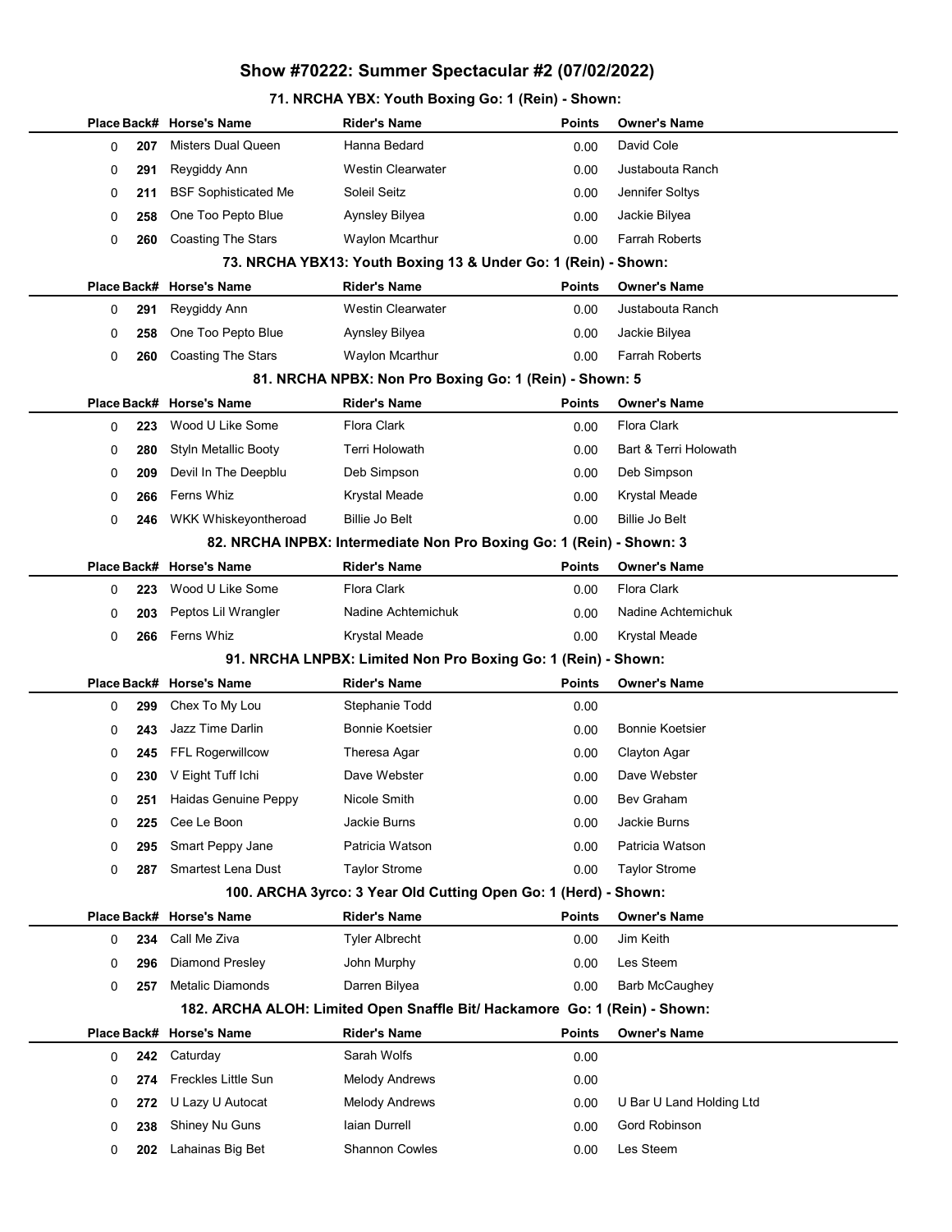# Show #70222: Summer Spectacular #2 (07/02/2022)

### 71. NRCHA YBX: Youth Boxing Go: 1 (Rein) - Shown:

| Place | Back# | Horse's Name | Rider's Name | Points | Owner's Name |
|---|---|---|---|---|---|
| 0 | 207 | Misters Dual Queen | Hanna Bedard | 0.00 | David Cole |
| 0 | 291 | Reygiddy Ann | Westin Clearwater | 0.00 | Justabouta Ranch |
| 0 | 211 | BSF Sophisticated Me | Soleil Seitz | 0.00 | Jennifer Soltys |
| 0 | 258 | One Too Pepto Blue | Aynsley Bilyea | 0.00 | Jackie Bilyea |
| 0 | 260 | Coasting The Stars | Waylon Mcarthur | 0.00 | Farrah Roberts |

### 73. NRCHA YBX13: Youth Boxing 13 & Under Go: 1 (Rein) - Shown:

| Place | Back# | Horse's Name | Rider's Name | Points | Owner's Name |
|---|---|---|---|---|---|
| 0 | 291 | Reygiddy Ann | Westin Clearwater | 0.00 | Justabouta Ranch |
| 0 | 258 | One Too Pepto Blue | Aynsley Bilyea | 0.00 | Jackie Bilyea |
| 0 | 260 | Coasting The Stars | Waylon Mcarthur | 0.00 | Farrah Roberts |

### 81. NRCHA NPBX: Non Pro Boxing Go: 1 (Rein) - Shown: 5

| Place | Back# | Horse's Name | Rider's Name | Points | Owner's Name |
|---|---|---|---|---|---|
| 0 | 223 | Wood U Like Some | Flora Clark | 0.00 | Flora Clark |
| 0 | 280 | Styln Metallic Booty | Terri Holowath | 0.00 | Bart & Terri Holowath |
| 0 | 209 | Devil In The Deepblu | Deb Simpson | 0.00 | Deb Simpson |
| 0 | 266 | Ferns Whiz | Krystal Meade | 0.00 | Krystal Meade |
| 0 | 246 | WKK Whiskeyontheroad | Billie Jo Belt | 0.00 | Billie Jo Belt |

### 82. NRCHA INPBX: Intermediate Non Pro Boxing Go: 1 (Rein) - Shown: 3

| Place | Back# | Horse's Name | Rider's Name | Points | Owner's Name |
|---|---|---|---|---|---|
| 0 | 223 | Wood U Like Some | Flora Clark | 0.00 | Flora Clark |
| 0 | 203 | Peptos Lil Wrangler | Nadine Achtemichuk | 0.00 | Nadine Achtemichuk |
| 0 | 266 | Ferns Whiz | Krystal Meade | 0.00 | Krystal Meade |

### 91. NRCHA LNPBX: Limited Non Pro Boxing Go: 1 (Rein) - Shown:

| Place | Back# | Horse's Name | Rider's Name | Points | Owner's Name |
|---|---|---|---|---|---|
| 0 | 299 | Chex To My Lou | Stephanie Todd | 0.00 | |
| 0 | 243 | Jazz Time Darlin | Bonnie Koetsier | 0.00 | Bonnie Koetsier |
| 0 | 245 | FFL Rogerwillcow | Theresa Agar | 0.00 | Clayton Agar |
| 0 | 230 | V Eight Tuff Ichi | Dave Webster | 0.00 | Dave Webster |
| 0 | 251 | Haidas Genuine Peppy | Nicole Smith | 0.00 | Bev Graham |
| 0 | 225 | Cee Le Boon | Jackie Burns | 0.00 | Jackie Burns |
| 0 | 295 | Smart Peppy Jane | Patricia Watson | 0.00 | Patricia Watson |
| 0 | 287 | Smartest Lena Dust | Taylor Strome | 0.00 | Taylor Strome |

### 100. ARCHA 3yrco: 3 Year Old Cutting Open Go: 1 (Herd) - Shown:

| Place | Back# | Horse's Name | Rider's Name | Points | Owner's Name |
|---|---|---|---|---|---|
| 0 | 234 | Call Me Ziva | Tyler Albrecht | 0.00 | Jim Keith |
| 0 | 296 | Diamond Presley | John Murphy | 0.00 | Les Steem |
| 0 | 257 | Metalic Diamonds | Darren Bilyea | 0.00 | Barb McCaughey |

### 182. ARCHA ALOH: Limited Open Snaffle Bit/ Hackamore Go: 1 (Rein) - Shown:

| Place | Back# | Horse's Name | Rider's Name | Points | Owner's Name |
|---|---|---|---|---|---|
| 0 | 242 | Caturday | Sarah Wolfs | 0.00 | |
| 0 | 274 | Freckles Little Sun | Melody Andrews | 0.00 | |
| 0 | 272 | U Lazy U Autocat | Melody Andrews | 0.00 | U Bar U Land Holding Ltd |
| 0 | 238 | Shiney Nu Guns | Iaian Durrell | 0.00 | Gord Robinson |
| 0 | 202 | Lahainas Big Bet | Shannon Cowles | 0.00 | Les Steem |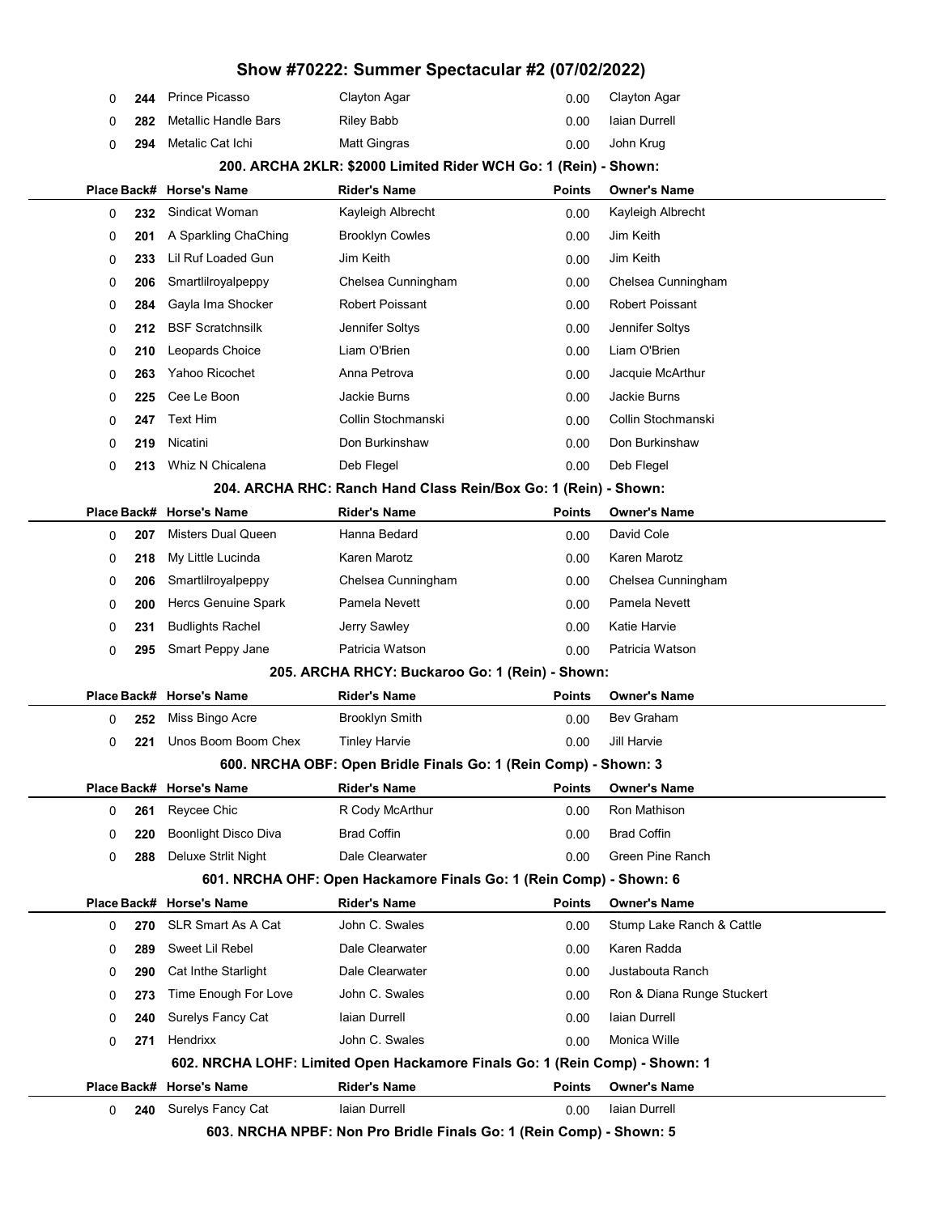# Show #70222: Summer Spectacular #2 (07/02/2022)

| Place | Back# | Horse's Name | Rider's Name | Points | Owner's Name |
|---|---|---|---|---|---|
| 0 | 244 | Prince Picasso | Clayton Agar | 0.00 | Clayton Agar |
| 0 | 282 | Metallic Handle Bars | Riley Babb | 0.00 | Iaian Durrell |
| 0 | 294 | Metalic Cat Ichi | Matt Gingras | 0.00 | John Krug |

### 200. ARCHA 2KLR: $2000 Limited Rider WCH Go: 1 (Rein) - Shown:

| Place | Back# | Horse's Name | Rider's Name | Points | Owner's Name |
|---|---|---|---|---|---|
| 0 | 232 | Sindicat Woman | Kayleigh Albrecht | 0.00 | Kayleigh Albrecht |
| 0 | 201 | A Sparkling ChaChing | Brooklyn Cowles | 0.00 | Jim Keith |
| 0 | 233 | Lil Ruf Loaded Gun | Jim Keith | 0.00 | Jim Keith |
| 0 | 206 | Smartlilroyalpeppy | Chelsea Cunningham | 0.00 | Chelsea Cunningham |
| 0 | 284 | Gayla Ima Shocker | Robert Poissant | 0.00 | Robert Poissant |
| 0 | 212 | BSF Scratchnsilk | Jennifer Soltys | 0.00 | Jennifer Soltys |
| 0 | 210 | Leopards Choice | Liam O'Brien | 0.00 | Liam O'Brien |
| 0 | 263 | Yahoo Ricochet | Anna Petrova | 0.00 | Jacquie McArthur |
| 0 | 225 | Cee Le Boon | Jackie Burns | 0.00 | Jackie Burns |
| 0 | 247 | Text Him | Collin Stochmanski | 0.00 | Collin Stochmanski |
| 0 | 219 | Nicatini | Don Burkinshaw | 0.00 | Don Burkinshaw |
| 0 | 213 | Whiz N Chicalena | Deb Flegel | 0.00 | Deb Flegel |

### 204. ARCHA RHC: Ranch Hand Class Rein/Box Go: 1 (Rein) - Shown:

| Place | Back# | Horse's Name | Rider's Name | Points | Owner's Name |
|---|---|---|---|---|---|
| 0 | 207 | Misters Dual Queen | Hanna Bedard | 0.00 | David Cole |
| 0 | 218 | My Little Lucinda | Karen Marotz | 0.00 | Karen Marotz |
| 0 | 206 | Smartlilroyalpeppy | Chelsea Cunningham | 0.00 | Chelsea Cunningham |
| 0 | 200 | Hercs Genuine Spark | Pamela Nevett | 0.00 | Pamela Nevett |
| 0 | 231 | Budlights Rachel | Jerry Sawley | 0.00 | Katie Harvie |
| 0 | 295 | Smart Peppy Jane | Patricia Watson | 0.00 | Patricia Watson |

### 205. ARCHA RHCY: Buckaroo Go: 1 (Rein) - Shown:

| Place | Back# | Horse's Name | Rider's Name | Points | Owner's Name |
|---|---|---|---|---|---|
| 0 | 252 | Miss Bingo Acre | Brooklyn Smith | 0.00 | Bev Graham |
| 0 | 221 | Unos Boom Boom Chex | Tinley Harvie | 0.00 | Jill Harvie |

### 600. NRCHA OBF: Open Bridle Finals Go: 1 (Rein Comp) - Shown: 3

| Place | Back# | Horse's Name | Rider's Name | Points | Owner's Name |
|---|---|---|---|---|---|
| 0 | 261 | Reycee Chic | R Cody McArthur | 0.00 | Ron Mathison |
| 0 | 220 | Boonlight Disco Diva | Brad Coffin | 0.00 | Brad Coffin |
| 0 | 288 | Deluxe Strlit Night | Dale Clearwater | 0.00 | Green Pine Ranch |

### 601. NRCHA OHF: Open Hackamore Finals Go: 1 (Rein Comp) - Shown: 6

| Place | Back# | Horse's Name | Rider's Name | Points | Owner's Name |
|---|---|---|---|---|---|
| 0 | 270 | SLR Smart As A Cat | John C. Swales | 0.00 | Stump Lake Ranch & Cattle |
| 0 | 289 | Sweet Lil Rebel | Dale Clearwater | 0.00 | Karen Radda |
| 0 | 290 | Cat Inthe Starlight | Dale Clearwater | 0.00 | Justabouta Ranch |
| 0 | 273 | Time Enough For Love | John C. Swales | 0.00 | Ron & Diana Runge Stuckert |
| 0 | 240 | Surelys Fancy Cat | Iaian Durrell | 0.00 | Iaian Durrell |
| 0 | 271 | Hendrixx | John C. Swales | 0.00 | Monica Wille |

### 602. NRCHA LOHF: Limited Open Hackamore Finals Go: 1 (Rein Comp) - Shown: 1

| Place | Back# | Horse's Name | Rider's Name | Points | Owner's Name |
|---|---|---|---|---|---|
| 0 | 240 | Surelys Fancy Cat | Iaian Durrell | 0.00 | Iaian Durrell |

### 603. NRCHA NPBF: Non Pro Bridle Finals Go: 1 (Rein Comp) - Shown: 5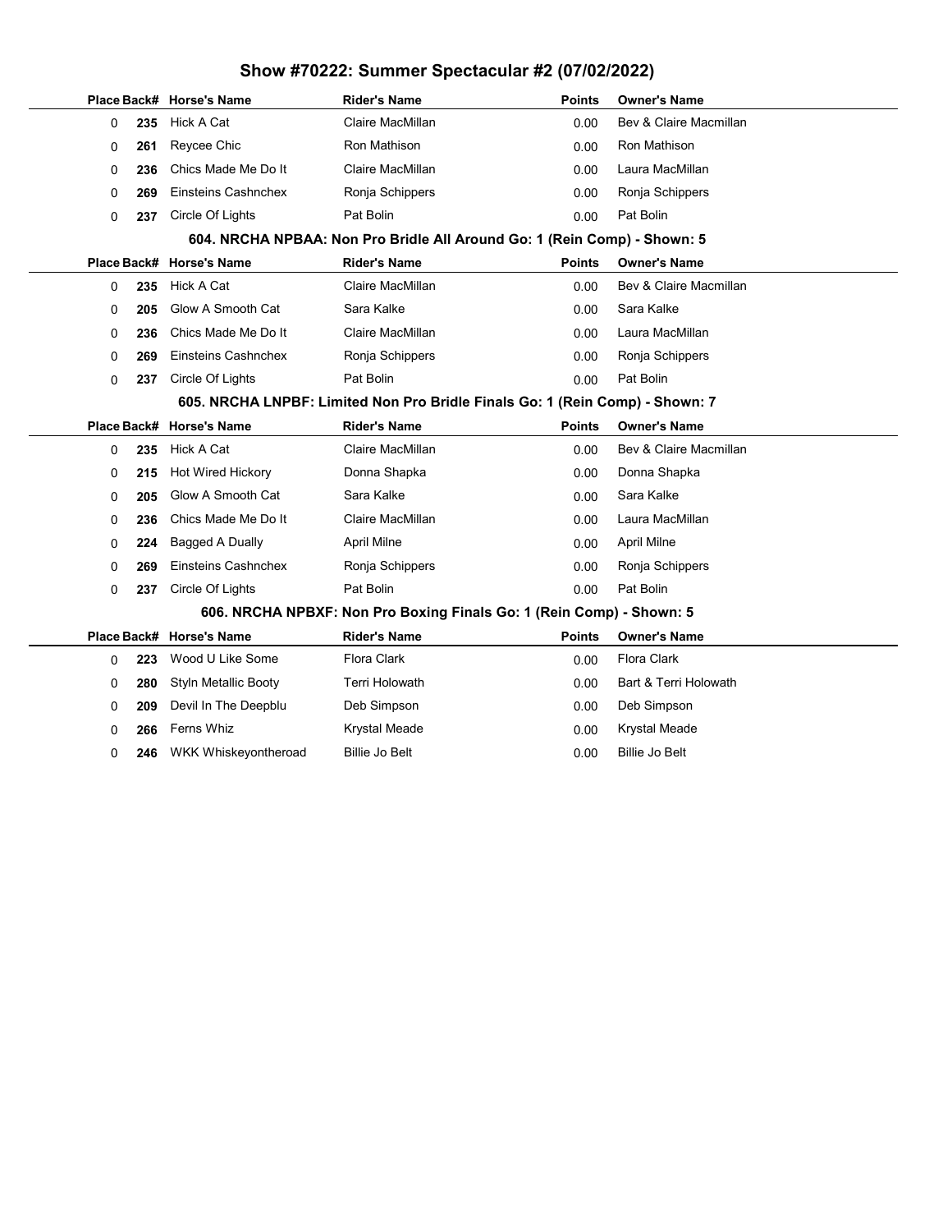# Show #70222: Summer Spectacular #2 (07/02/2022)

| Place | Back# | Horse's Name | Rider's Name | Points | Owner's Name |
|---|---|---|---|---|---|
| 0 | 235 | Hick A Cat | Claire MacMillan | 0.00 | Bev & Claire Macmillan |
| 0 | 261 | Reycee Chic | Ron Mathison | 0.00 | Ron Mathison |
| 0 | 236 | Chics Made Me Do It | Claire MacMillan | 0.00 | Laura MacMillan |
| 0 | 269 | Einsteins Cashnchex | Ronja Schippers | 0.00 | Ronja Schippers |
| 0 | 237 | Circle Of Lights | Pat Bolin | 0.00 | Pat Bolin |

## 604. NRCHA NPBAA: Non Pro Bridle All Around Go: 1 (Rein Comp) - Shown: 5

| Place | Back# | Horse's Name | Rider's Name | Points | Owner's Name |
|---|---|---|---|---|---|
| 0 | 235 | Hick A Cat | Claire MacMillan | 0.00 | Bev & Claire Macmillan |
| 0 | 205 | Glow A Smooth Cat | Sara Kalke | 0.00 | Sara Kalke |
| 0 | 236 | Chics Made Me Do It | Claire MacMillan | 0.00 | Laura MacMillan |
| 0 | 269 | Einsteins Cashnchex | Ronja Schippers | 0.00 | Ronja Schippers |
| 0 | 237 | Circle Of Lights | Pat Bolin | 0.00 | Pat Bolin |

## 605. NRCHA LNPBF: Limited Non Pro Bridle Finals Go: 1 (Rein Comp) - Shown: 7

| Place | Back# | Horse's Name | Rider's Name | Points | Owner's Name |
|---|---|---|---|---|---|
| 0 | 235 | Hick A Cat | Claire MacMillan | 0.00 | Bev & Claire Macmillan |
| 0 | 215 | Hot Wired Hickory | Donna Shapka | 0.00 | Donna Shapka |
| 0 | 205 | Glow A Smooth Cat | Sara Kalke | 0.00 | Sara Kalke |
| 0 | 236 | Chics Made Me Do It | Claire MacMillan | 0.00 | Laura MacMillan |
| 0 | 224 | Bagged A Dually | April Milne | 0.00 | April Milne |
| 0 | 269 | Einsteins Cashnchex | Ronja Schippers | 0.00 | Ronja Schippers |
| 0 | 237 | Circle Of Lights | Pat Bolin | 0.00 | Pat Bolin |

## 606. NRCHA NPBXF: Non Pro Boxing Finals Go: 1 (Rein Comp) - Shown: 5

| Place | Back# | Horse's Name | Rider's Name | Points | Owner's Name |
|---|---|---|---|---|---|
| 0 | 223 | Wood U Like Some | Flora Clark | 0.00 | Flora Clark |
| 0 | 280 | Styln Metallic Booty | Terri Holowath | 0.00 | Bart & Terri Holowath |
| 0 | 209 | Devil In The Deepblu | Deb Simpson | 0.00 | Deb Simpson |
| 0 | 266 | Ferns Whiz | Krystal Meade | 0.00 | Krystal Meade |
| 0 | 246 | WKK Whiskeyontheroad | Billie Jo Belt | 0.00 | Billie Jo Belt |